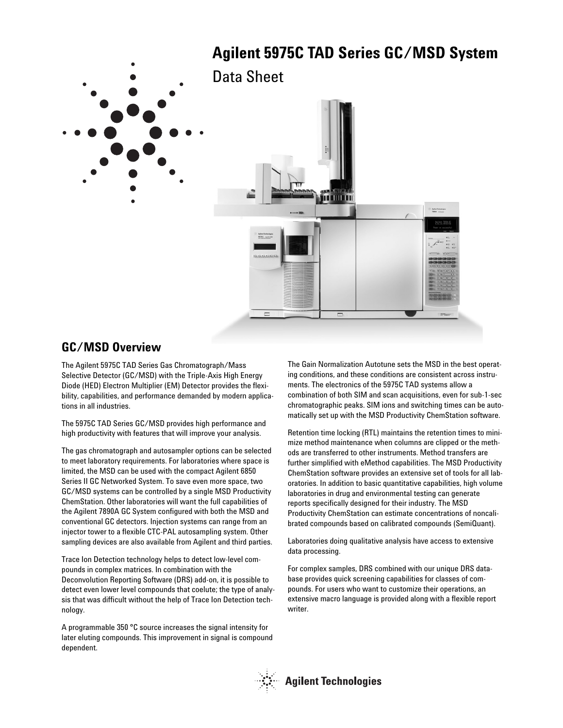# Agilent 5975C TAD Series GC/MSD System

Data Sheet

## GC/MSD Overview

The Agilent 5975C TAD Series Gas Chromatograph/Mass Selective Detector (GC/MSD) with the Triple-Axis High Energy Diode (HED) Electron Multiplier (EM) Detector provides the flexibility, capabilities, and performance demanded by modern applications in all industries.

The 5975C TAD Series GC/MSD provides high performance and high productivity with features that will improve your analysis.

The gas chromatograph and autosampler options can be selected to meet laboratory requirements. For laboratories where space is limited, the MSD can be used with the compact Agilent 6850 Series II GC Networked System. To save even more space, two GC/MSD systems can be controlled by a single MSD Productivity ChemStation. Other laboratories will want the full capabilities of the Agilent 7890A GC System configured with both the MSD and conventional GC detectors. Injection systems can range from an injector tower to a flexible CTC-PAL autosampling system. Other sampling devices are also available from Agilent and third parties.

Trace Ion Detection technology helps to detect low-level compounds in complex matrices. In combination with the Deconvolution Reporting Software (DRS) add-on, it is possible to detect even lower level compounds that coelute; the type of analysis that was difficult without the help of Trace Ion Detection technology.

A programmable 350 °C source increases the signal intensity for later eluting compounds. This improvement in signal is compound dependent.

The Gain Normalization Autotune sets the MSD in the best operating conditions, and these conditions are consistent across instruments. The electronics of the 5975C TAD systems allow a combination of both SIM and scan acquisitions, even for sub-1-sec chromatographic peaks. SIM ions and switching times can be automatically set up with the MSD Productivity ChemStation software.

Retention time locking (RTL) maintains the retention times to minimize method maintenance when columns are clipped or the methods are transferred to other instruments. Method transfers are further simplified with eMethod capabilities. The MSD Productivity ChemStation software provides an extensive set of tools for all laboratories. In addition to basic quantitative capabilities, high volume laboratories in drug and environmental testing can generate reports specifically designed for their industry. The MSD Productivity ChemStation can estimate concentrations of noncalibrated compounds based on calibrated compounds (SemiQuant).

Laboratories doing qualitative analysis have access to extensive data processing.

For complex samples, DRS combined with our unique DRS database provides quick screening capabilities for classes of compounds. For users who want to customize their operations, an extensive macro language is provided along with a flexible report writer.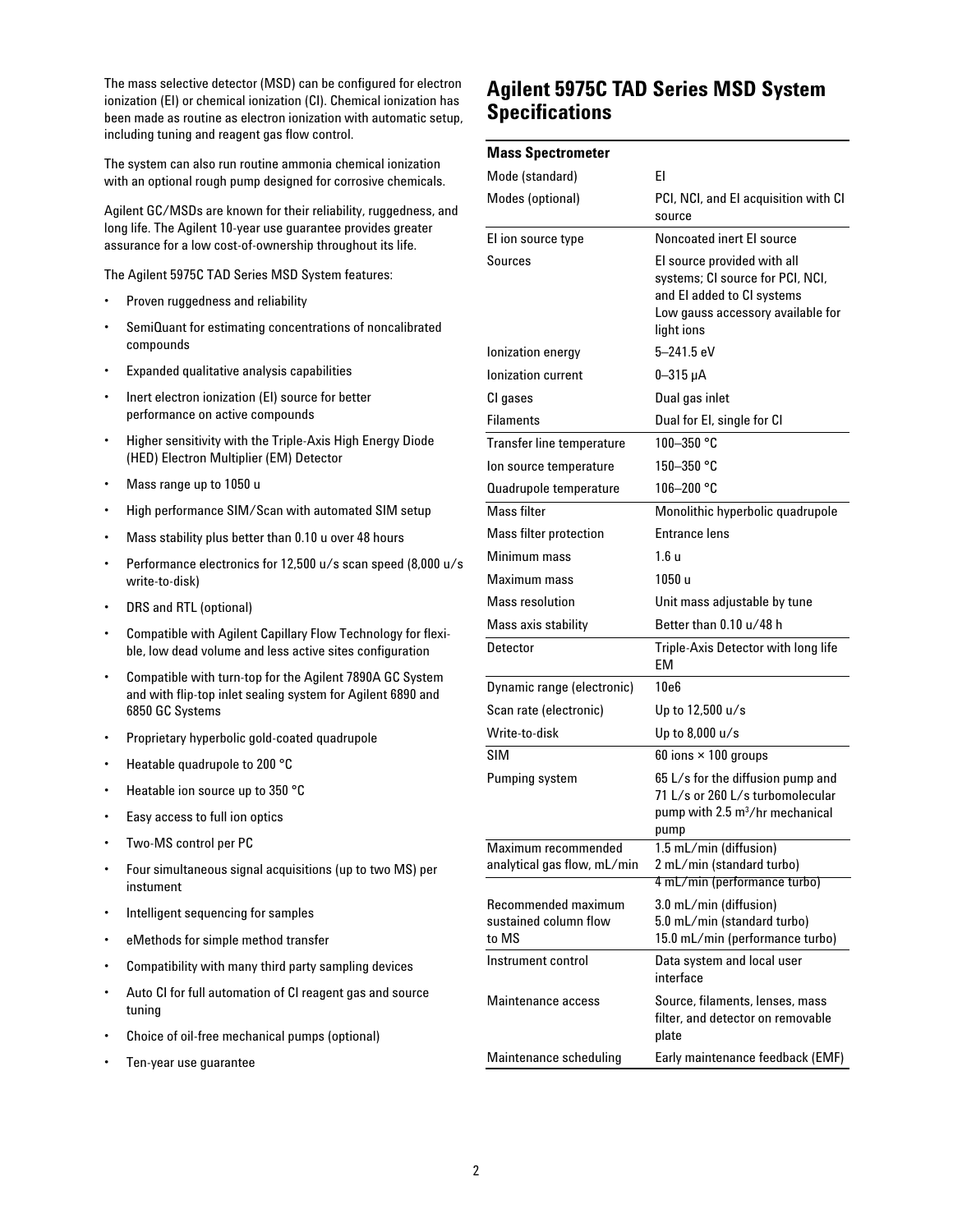The mass selective detector (MSD) can be configured for electron ionization (EI) or chemical ionization (CI). Chemical ionization has been made as routine as electron ionization with automatic setup, including tuning and reagent gas flow control.

The system can also run routine ammonia chemical ionization with an optional rough pump designed for corrosive chemicals.

Agilent GC/MSDs are known for their reliability, ruggedness, and long life. The Agilent 10-year use guarantee provides greater assurance for a low cost-of-ownership throughout its life.

The Agilent 5975C TAD Series MSD System features:

- Proven ruggedness and reliability
- SemiQuant for estimating concentrations of noncalibrated compounds
- Expanded qualitative analysis capabilities
- Inert electron ionization (EI) source for better performance on active compounds
- Higher sensitivity with the Triple-Axis High Energy Diode (HED) Electron Multiplier (EM) Detector
- Mass range up to 1050 u
- High performance SIM/Scan with automated SIM setup
- Mass stability plus better than 0.10 u over 48 hours
- Performance electronics for 12,500 u/s scan speed (8,000 u/s write-to-disk)
- DRS and RTL (optional)
- Compatible with Agilent Capillary Flow Technology for flexible, low dead volume and less active sites configuration
- Compatible with turn-top for the Agilent 7890A GC System and with flip-top inlet sealing system for Agilent 6890 and 6850 GC Systems
- Proprietary hyperbolic gold-coated quadrupole
- Heatable quadrupole to 200 °C
- Heatable ion source up to 350 °C
- Easy access to full ion optics
- Two-MS control per PC
- Four simultaneous signal acquisitions (up to two MS) per instument
- Intelligent sequencing for samples
- eMethods for simple method transfer
- Compatibility with many third party sampling devices
- Auto CI for full automation of CI reagent gas and source tuning
- Choice of oil-free mechanical pumps (optional)
- Ten-year use guarantee

## Agilent 5975C TAD Series MSD System Specifications

| **Mass Spectrometer** | |
|---|---|
| Mode (standard) | EI |
| Modes (optional) | PCI, NCI, and EI acquisition with CI source |
| EI ion source type | Noncoated inert EI source |
| Sources | EI source provided with all systems; CI source for PCI, NCI, and EI added to CI systems<br>Low gauss accessory available for light ions |
| Ionization energy | 5–241.5 eV |
| Ionization current | 0–315 µA |
| CI gases | Dual gas inlet |
| Filaments | Dual for EI, single for CI |
| Transfer line temperature | 100–350 °C |
| Ion source temperature | 150–350 °C |
| Quadrupole temperature | 106–200 °C |
| Mass filter | Monolithic hyperbolic quadrupole |
| Mass filter protection | Entrance lens |
| Minimum mass | 1.6 u |
| Maximum mass | 1050 u |
| Mass resolution | Unit mass adjustable by tune |
| Mass axis stability | Better than 0.10 u/48 h |
| Detector | Triple-Axis Detector with long life EM |
| Dynamic range (electronic) | 10e6 |
| Scan rate (electronic) | Up to 12,500 u/s |
| Write-to-disk | Up to 8,000 u/s |
| SIM | 60 ions × 100 groups |
| Pumping system | 65 L/s for the diffusion pump and 71 L/s or 260 L/s turbomolecular pump with 2.5 $m^3$/hr mechanical pump |
| Maximum recommended analytical gas flow, mL/min | 1.5 mL/min (diffusion)<br>2 mL/min (standard turbo)<br>4 mL/min (performance turbo) |
| Recommended maximum sustained column flow to MS | 3.0 mL/min (diffusion)<br>5.0 mL/min (standard turbo)<br>15.0 mL/min (performance turbo) |
| Instrument control | Data system and local user interface |
| Maintenance access | Source, filaments, lenses, mass filter, and detector on removable plate |
| Maintenance scheduling | Early maintenance feedback (EMF) |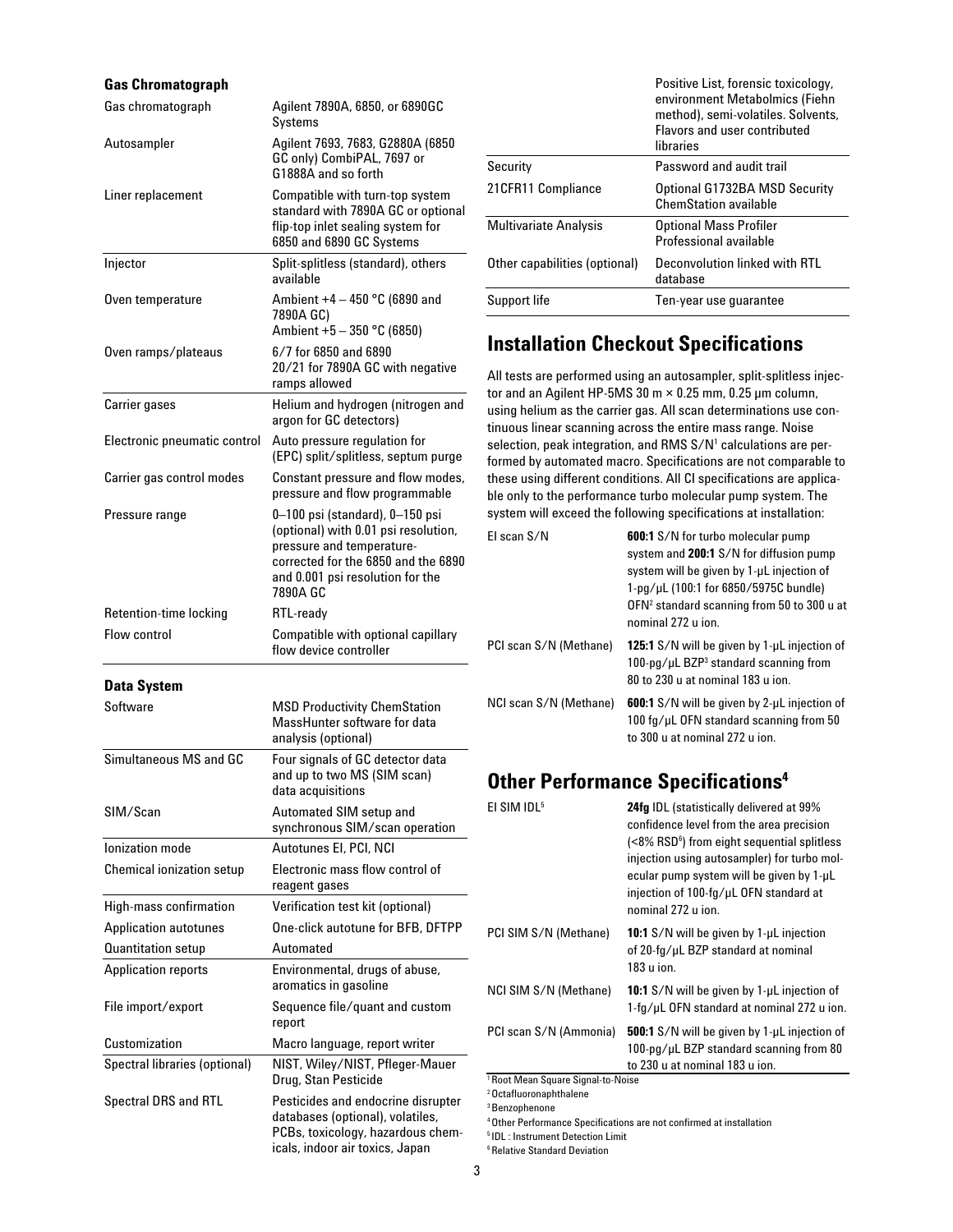### Gas Chromatograph

| | |
|---|---|
| Gas chromatograph | Agilent 7890A, 6850, or 6890GC Systems |
| Autosampler | Agilent 7693, 7683, G2880A (6850 GC only) CombiPAL, 7697 or G1888A and so forth |
| Liner replacement | Compatible with turn-top system standard with 7890A GC or optional flip-top inlet sealing system for 6850 and 6890 GC Systems |
| Injector | Split-splitless (standard), others available |
| Oven temperature | Ambient +4 – 450 °C (6890 and 7890A GC) Ambient +5 – 350 °C (6850) |
| Oven ramps/plateaus | 6/7 for 6850 and 6890 20/21 for 7890A GC with negative ramps allowed |
| Carrier gases | Helium and hydrogen (nitrogen and argon for GC detectors) |
| Electronic pneumatic control | Auto pressure regulation for (EPC) split/splitless, septum purge |
| Carrier gas control modes | Constant pressure and flow modes, pressure and flow programmable |
| Pressure range | 0–100 psi (standard), 0–150 psi (optional) with 0.01 psi resolution, pressure and temperature-corrected for the 6850 and the 6890 and 0.001 psi resolution for the 7890A GC |
| Retention-time locking | RTL-ready |
| Flow control | Compatible with optional capillary flow device controller |

### Data System

| | |
|---|---|
| Software | MSD Productivity ChemStation MassHunter software for data analysis (optional) |
| Simultaneous MS and GC | Four signals of GC detector data and up to two MS (SIM scan) data acquisitions |
| SIM/Scan | Automated SIM setup and synchronous SIM/scan operation |
| Ionization mode | Autotunes EI, PCI, NCI |
| Chemical ionization setup | Electronic mass flow control of reagent gases |
| High-mass confirmation | Verification test kit (optional) |
| Application autotunes | One-click autotune for BFB, DFTPP |
| Quantitation setup | Automated |
| Application reports | Environmental, drugs of abuse, aromatics in gasoline |
| File import/export | Sequence file/quant and custom report |
| Customization | Macro language, report writer |
| Spectral libraries (optional) | NIST, Wiley/NIST, Pfleger-Mauer Drug, Stan Pesticide |
| Spectral DRS and RTL | Pesticides and endocrine disrupter databases (optional), volatiles, PCBs, toxicology, hazardous chemicals, indoor air toxics, Japan Positive List, forensic toxicology, environment Metabolmics (Fiehn method), semi-volatiles. Solvents, Flavors and user contributed libraries |
| Security | Password and audit trail |
| 21CFR11 Compliance | Optional G1732BA MSD Security ChemStation available |
| Multivariate Analysis | Optional Mass Profiler Professional available |
| Other capabilities (optional) | Deconvolution linked with RTL database |
| Support life | Ten-year use guarantee |

## Installation Checkout Specifications

All tests are performed using an autosampler, split-splitless injector and an Agilent HP-5MS 30 m × 0.25 mm, 0.25 µm column, using helium as the carrier gas. All scan determinations use continuous linear scanning across the entire mass range. Noise selection, peak integration, and RMS S/N[1] calculations are performed by automated macro. Specifications are not comparable to these using different conditions. All CI specifications are applicable only to the performance turbo molecular pump system. The system will exceed the following specifications at installation:

| | |
|---|---|
| EI scan S/N | **600:1** S/N for turbo molecular pump system and **200:1** S/N for diffusion pump system will be given by 1-µL injection of 1-pg/µL (100:1 for 6850/5975C bundle) OFN[2] standard scanning from 50 to 300 u at nominal 272 u ion. |
| PCI scan S/N (Methane) | **125:1** S/N will be given by 1-µL injection of 100-pg/µL BZP[3] standard scanning from 80 to 230 u at nominal 183 u ion. |
| NCI scan S/N (Methane) | **600:1** S/N will be given by 2-µL injection of 100 fg/µL OFN standard scanning from 50 to 300 u at nominal 272 u ion. |

## Other Performance Specifications[4]

| | |
|---|---|
| EI SIM IDL[5] | **24fg** IDL (statistically delivered at 99% confidence level from the area precision (<8% RSD[6]) from eight sequential splitless injection using autosampler) for turbo molecular pump system will be given by 1-µL injection of 100-fg/µL OFN standard at nominal 272 u ion. |
| PCI SIM S/N (Methane) | **10:1** S/N will be given by 1-µL injection of 20-fg/µL BZP standard at nominal 183 u ion. |
| NCI SIM S/N (Methane) | **10:1** S/N will be given by 1-µL injection of 1-fg/µL OFN standard at nominal 272 u ion. |
| PCI scan S/N (Ammonia) | **500:1** S/N will be given by 1-µL injection of 100-pg/µL BZP standard scanning from 80 to 230 u at nominal 183 u ion. |

[1] Root Mean Square Signal-to-Noise
[2] Octafluoronaphthalene
[3] Benzophenone
[4] Other Performance Specifications are not confirmed at installation
[5] IDL : Instrument Detection Limit
[6] Relative Standard Deviation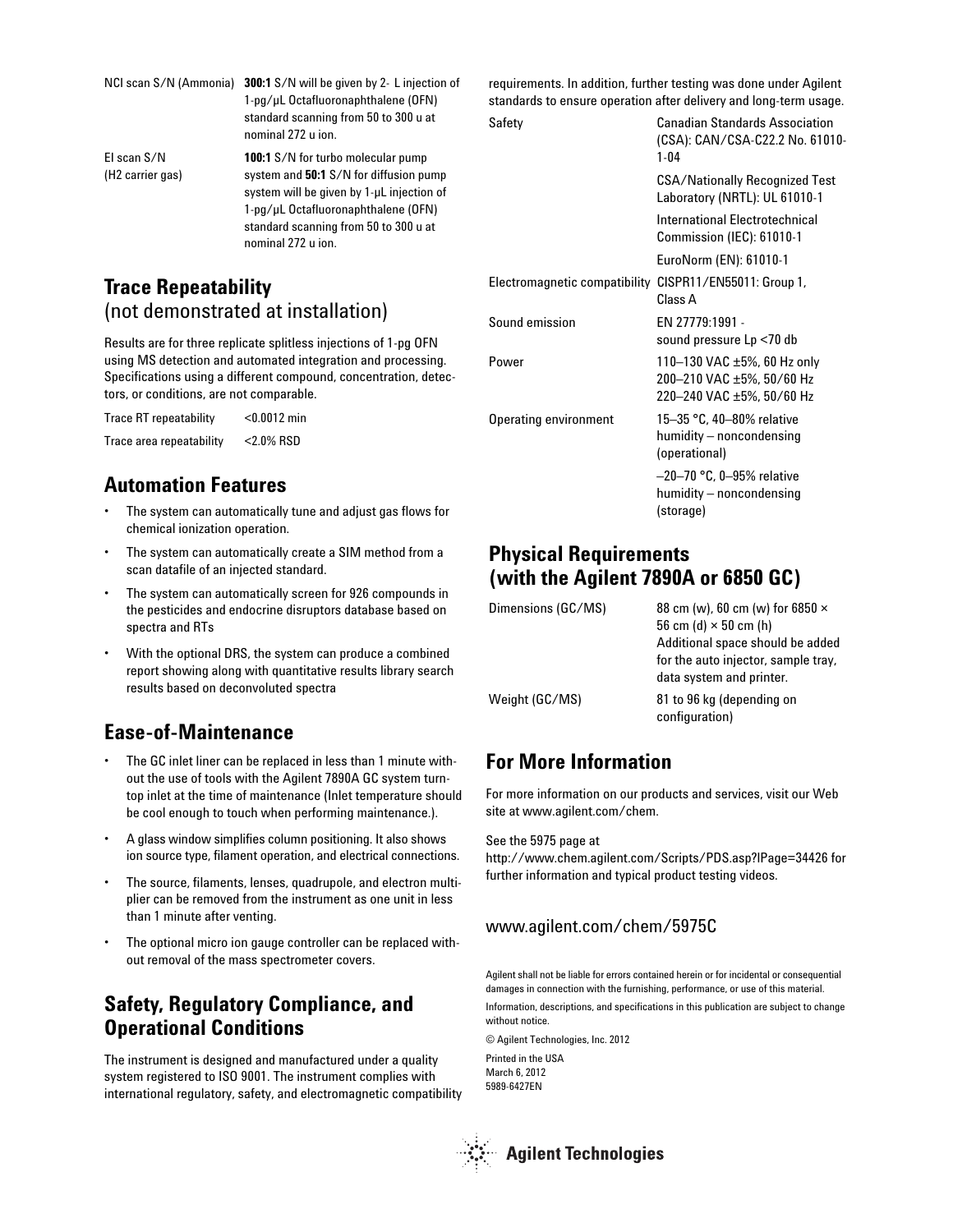| | |
|---|---|
| NCI scan S/N (Ammonia) | **300:1** S/N will be given by 2- L injection of 1-pg/µL Octafluoronaphthalene (OFN) standard scanning from 50 to 300 u at nominal 272 u ion. |
| EI scan S/N (H2 carrier gas) | **100:1** S/N for turbo molecular pump system and **50:1** S/N for diffusion pump system will be given by 1-µL injection of 1-pg/µL Octafluoronaphthalene (OFN) standard scanning from 50 to 300 u at nominal 272 u ion. |

## Trace Repeatability
(not demonstrated at installation)

Results are for three replicate splitless injections of 1-pg OFN using MS detection and automated integration and processing. Specifications using a different compound, concentration, detectors, or conditions, are not comparable.

| | |
|---|---|
| Trace RT repeatability | <0.0012 min |
| Trace area repeatability | <2.0% RSD |

## Automation Features

- The system can automatically tune and adjust gas flows for chemical ionization operation.
- The system can automatically create a SIM method from a scan datafile of an injected standard.
- The system can automatically screen for 926 compounds in the pesticides and endocrine disruptors database based on spectra and RTs
- With the optional DRS, the system can produce a combined report showing along with quantitative results library search results based on deconvoluted spectra

## Ease-of-Maintenance

- The GC inlet liner can be replaced in less than 1 minute without the use of tools with the Agilent 7890A GC system turntop inlet at the time of maintenance (Inlet temperature should be cool enough to touch when performing maintenance.).
- A glass window simplifies column positioning. It also shows ion source type, filament operation, and electrical connections.
- The source, filaments, lenses, quadrupole, and electron multiplier can be removed from the instrument as one unit in less than 1 minute after venting.
- The optional micro ion gauge controller can be replaced without removal of the mass spectrometer covers.

## Safety, Regulatory Compliance, and Operational Conditions

The instrument is designed and manufactured under a quality system registered to ISO 9001. The instrument complies with international regulatory, safety, and electromagnetic compatibility requirements. In addition, further testing was done under Agilent standards to ensure operation after delivery and long-term usage.

| | |
|---|---|
| Safety | Canadian Standards Association (CSA): CAN/CSA-C22.2 No. 61010-1-04 |
| | CSA/Nationally Recognized Test Laboratory (NRTL): UL 61010-1 |
| | International Electrotechnical Commission (IEC): 61010-1 |
| | EuroNorm (EN): 61010-1 |
| Electromagnetic compatibility | CISPR11/EN55011: Group 1, Class A |
| Sound emission | EN 27779:1991 - sound pressure Lp <70 db |
| Power | 110–130 VAC ±5%, 60 Hz only<br>200–210 VAC ±5%, 50/60 Hz<br>220–240 VAC ±5%, 50/60 Hz |
| Operating environment | 15–35 °C, 40–80% relative humidity – noncondensing (operational) |
| | –20–70 °C, 0–95% relative humidity – noncondensing (storage) |

## Physical Requirements (with the Agilent 7890A or 6850 GC)

| | |
|---|---|
| Dimensions (GC/MS) | 88 cm (w), 60 cm (w) for 6850 × 56 cm (d) × 50 cm (h)<br>Additional space should be added for the auto injector, sample tray, data system and printer. |
| Weight (GC/MS) | 81 to 96 kg (depending on configuration) |

## For More Information

For more information on our products and services, visit our Web site at www.agilent.com/chem.

See the 5975 page at
http://www.chem.agilent.com/Scripts/PDS.asp?lPage=34426 for further information and typical product testing videos.

www.agilent.com/chem/5975C

Agilent shall not be liable for errors contained herein or for incidental or consequential damages in connection with the furnishing, performance, or use of this material.

Information, descriptions, and specifications in this publication are subject to change without notice.

© Agilent Technologies, Inc. 2012

Printed in the USA
March 6, 2012
5989-6427EN

Agilent Technologies